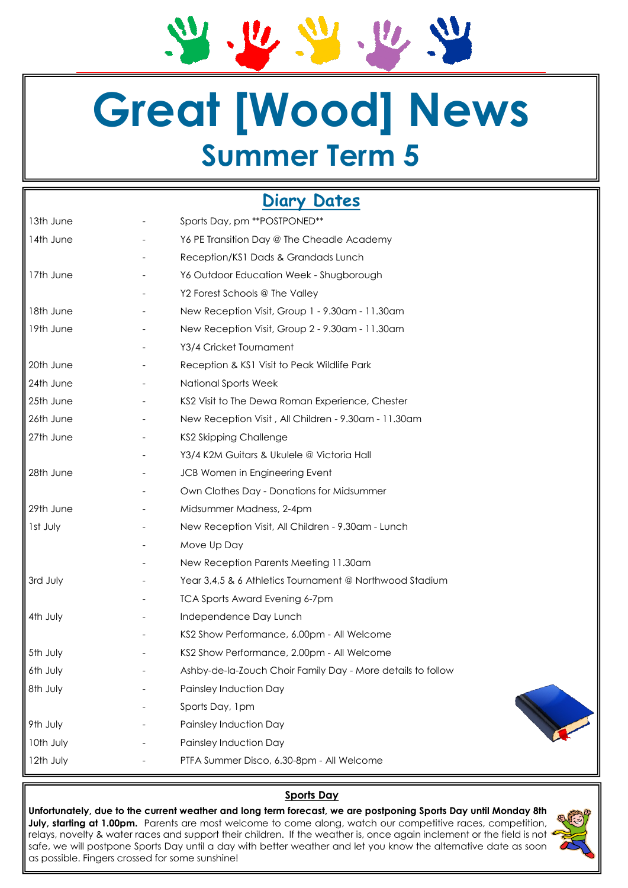# Great [Wood] News

## Summer Term 5

### Diary Dates

| | | |
|---|---|---|
| 13th June | - | Sports Day, pm **POSTPONED** |
| 14th June | - | Y6 PE Transition Day @ The Cheadle Academy |
| | - | Reception/KS1 Dads & Grandads Lunch |
| 17th June | - | Y6 Outdoor Education Week - Shugborough |
| | - | Y2 Forest Schools @ The Valley |
| 18th June | - | New Reception Visit, Group 1 - 9.30am - 11.30am |
| 19th June | - | New Reception Visit, Group 2 - 9.30am - 11.30am |
| | - | Y3/4 Cricket Tournament |
| 20th June | - | Reception & KS1 Visit to Peak Wildlife Park |
| 24th June | - | National Sports Week |
| 25th June | - | KS2 Visit to The Dewa Roman Experience, Chester |
| 26th June | - | New Reception Visit , All Children - 9.30am - 11.30am |
| 27th June | - | KS2 Skipping Challenge |
| | - | Y3/4 K2M Guitars & Ukulele @ Victoria Hall |
| 28th June | - | JCB Women in Engineering Event |
| | - | Own Clothes Day - Donations for Midsummer |
| 29th June | - | Midsummer Madness, 2-4pm |
| 1st July | - | New Reception Visit, All Children - 9.30am - Lunch |
| | - | Move Up Day |
| | - | New Reception Parents Meeting 11.30am |
| 3rd July | - | Year 3,4,5 & 6 Athletics Tournament @ Northwood Stadium |
| | - | TCA Sports Award Evening 6-7pm |
| 4th July | - | Independence Day Lunch |
| | - | KS2 Show Performance, 6.00pm - All Welcome |
| 5th July | - | KS2 Show Performance, 2.00pm - All Welcome |
| 6th July | - | Ashby-de-la-Zouch Choir Family Day - More details to follow |
| 8th July | - | Painsley Induction Day |
| | - | Sports Day, 1pm |
| 9th July | - | Painsley Induction Day |
| 10th July | - | Painsley Induction Day |
| 12th July | - | PTFA Summer Disco, 6.30-8pm - All Welcome |

### Sports Day

**Unfortunately, due to the current weather and long term forecast, we are postponing Sports Day until Monday 8th July, starting at 1.00pm.** Parents are most welcome to come along, watch our competitive races, competition, relays, novelty & water races and support their children. If the weather is, once again inclement or the field is not safe, we will postpone Sports Day until a day with better weather and let you know the alternative date as soon as possible. Fingers crossed for some sunshine!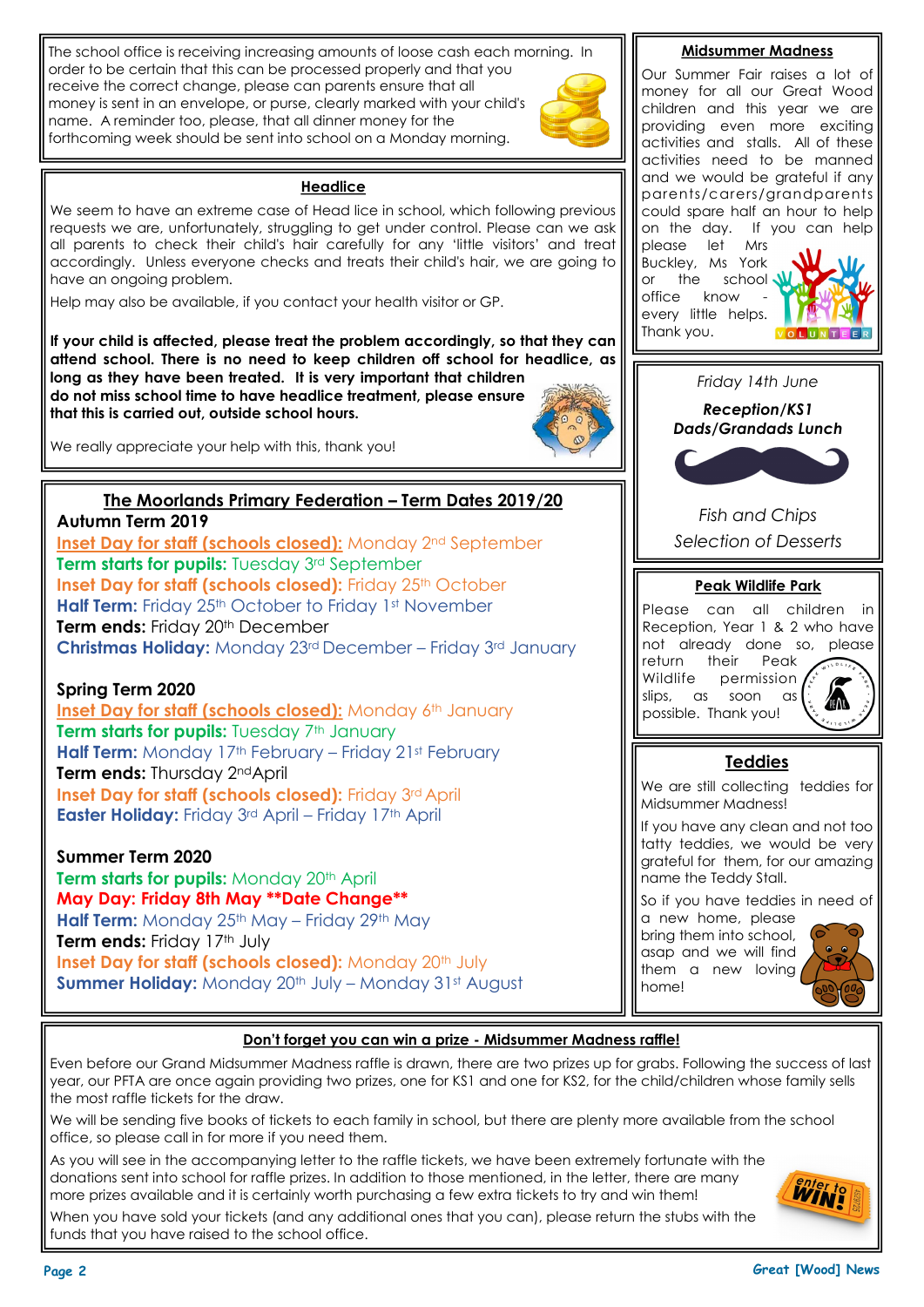The school office is receiving increasing amounts of loose cash each morning. In order to be certain that this can be processed properly and that you receive the correct change, please can parents ensure that all money is sent in an envelope, or purse, clearly marked with your child's name. A reminder too, please, that all dinner money for the forthcoming week should be sent into school on a Monday morning.

## Headlice

We seem to have an extreme case of Head lice in school, which following previous requests we are, unfortunately, struggling to get under control. Please can we ask all parents to check their child's hair carefully for any 'little visitors' and treat accordingly. Unless everyone checks and treats their child's hair, we are going to have an ongoing problem.

Help may also be available, if you contact your health visitor or GP.

**If your child is affected, please treat the problem accordingly, so that they can attend school. There is no need to keep children off school for headlice, as long as they have been treated. It is very important that children do not miss school time to have headlice treatment, please ensure that this is carried out, outside school hours.**

We really appreciate your help with this, thank you!

## The Moorlands Primary Federation – Term Dates 2019/20

**Autumn Term 2019**

**Inset Day for staff (schools closed):** Monday 2nd September
**Term starts for pupils:** Tuesday 3rd September
**Inset Day for staff (schools closed):** Friday 25th October
**Half Term:** Friday 25th October to Friday 1st November
**Term ends:** Friday 20th December
**Christmas Holiday:** Monday 23rd December – Friday 3rd January

**Spring Term 2020**

**Inset Day for staff (schools closed):** Monday 6th January
**Term starts for pupils:** Tuesday 7th January
**Half Term:** Monday 17th February – Friday 21st February
**Term ends:** Thursday 2nd April
**Inset Day for staff (schools closed):** Friday 3rd April
**Easter Holiday:** Friday 3rd April – Friday 17th April

**Summer Term 2020**

**Term starts for pupils:** Monday 20th April
**May Day: Friday 8th May \*\*Date Change\*\***
**Half Term:** Monday 25th May – Friday 29th May
**Term ends:** Friday 17th July
**Inset Day for staff (schools closed):** Monday 20th July
**Summer Holiday:** Monday 20th July – Monday 31st August

## Midsummer Madness

Our Summer Fair raises a lot of money for all our Great Wood children and this year we are providing even more exciting activities and stalls. All of these activities need to be manned and we would be grateful if any parents/carers/grandparents could spare half an hour to help on the day. If you can help please let Mrs Buckley, Ms York or the school office know - every little helps. Thank you.

*Friday 14th June*

***Reception/KS1 Dads/Grandads Lunch***

*Fish and Chips*
*Selection of Desserts*

## Peak Wildlife Park

Please can all children in Reception, Year 1 & 2 who have not already done so, please return their Peak Wildlife permission slips, as soon as possible. Thank you!

## Teddies

We are still collecting teddies for Midsummer Madness!

If you have any clean and not too tatty teddies, we would be very grateful for them, for our amazing name the Teddy Stall.

So if you have teddies in need of a new home, please bring them into school, asap and we will find them a new loving home!

## Don't forget you can win a prize - Midsummer Madness raffle!

Even before our Grand Midsummer Madness raffle is drawn, there are two prizes up for grabs. Following the success of last year, our PFTA are once again providing two prizes, one for KS1 and one for KS2, for the child/children whose family sells the most raffle tickets for the draw.

We will be sending five books of tickets to each family in school, but there are plenty more available from the school office, so please call in for more if you need them.

As you will see in the accompanying letter to the raffle tickets, we have been extremely fortunate with the donations sent into school for raffle prizes. In addition to those mentioned, in the letter, there are many more prizes available and it is certainly worth purchasing a few extra tickets to try and win them!

When you have sold your tickets (and any additional ones that you can), please return the stubs with the funds that you have raised to the school office.